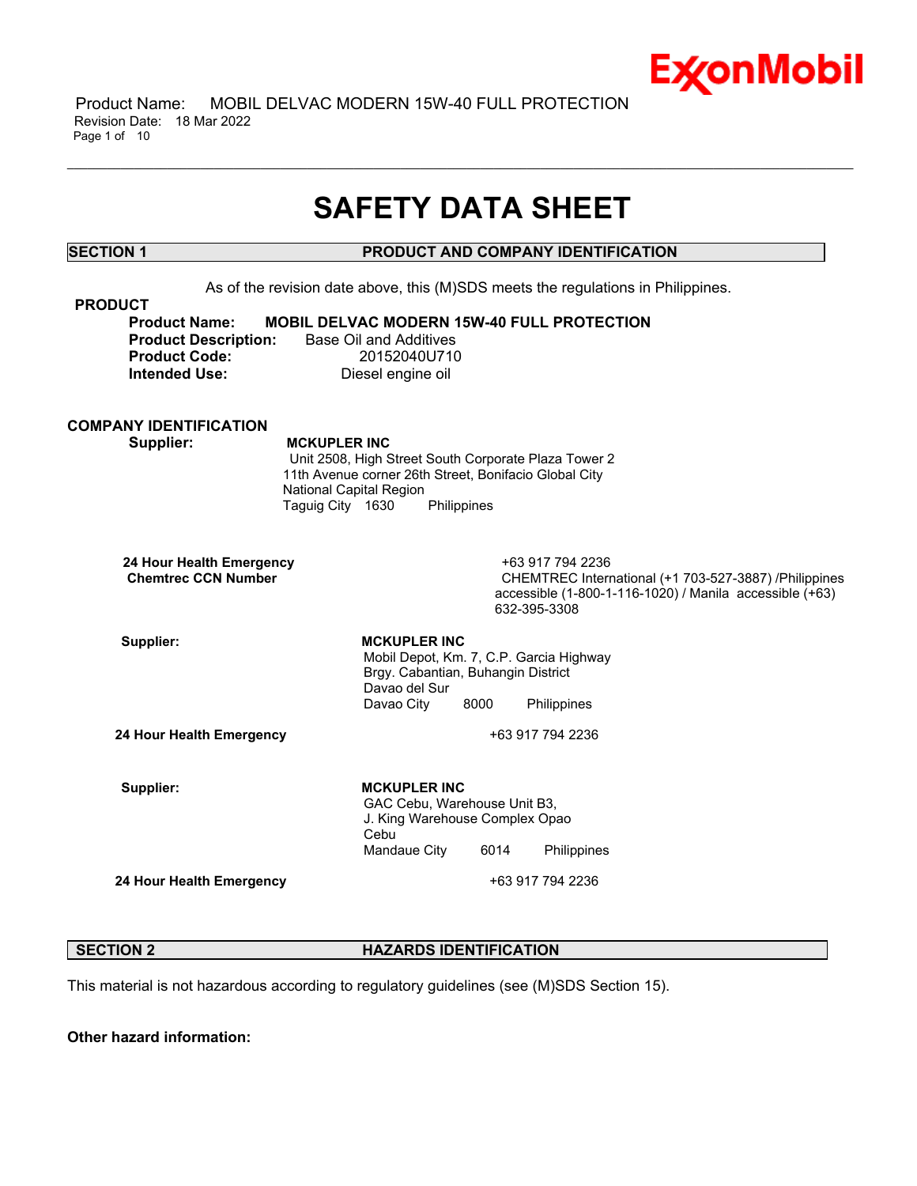# SAFETY DATA SHEET

## SECTION 1 PRODUCT AND COMPANY IDENTIFICATION

As of the revision date above, this (M)SDS meets the regulations in Philippines.

### PRODUCT

**Product Name:** **MOBIL DELVAC MODERN 15W-40 FULL PROTECTION**
**Product Description:** Base Oil and Additives
**Product Code:** 20152040U710
**Intended Use:** Diesel engine oil

### COMPANY IDENTIFICATION

**Supplier:** **MCKUPLER INC**
Unit 2508, High Street South Corporate Plaza Tower 2
11th Avenue corner 26th Street, Bonifacio Global City
National Capital Region
Taguig City 1630 Philippines

**24 Hour Health Emergency** +63 917 794 2236
**Chemtrec CCN Number** CHEMTREC International (+1 703-527-3887) /Philippines accessible (1-800-1-116-1020) / Manila accessible (+63) 632-395-3308

**Supplier:** **MCKUPLER INC**
Mobil Depot, Km. 7, C.P. Garcia Highway
Brgy. Cabantian, Buhangin District
Davao del Sur
Davao City 8000 Philippines

**24 Hour Health Emergency** +63 917 794 2236

**Supplier:** **MCKUPLER INC**
GAC Cebu, Warehouse Unit B3,
J. King Warehouse Complex Opao
Cebu
Mandaue City 6014 Philippines

**24 Hour Health Emergency** +63 917 794 2236

## SECTION 2 HAZARDS IDENTIFICATION

This material is not hazardous according to regulatory guidelines (see (M)SDS Section 15).

**Other hazard information:**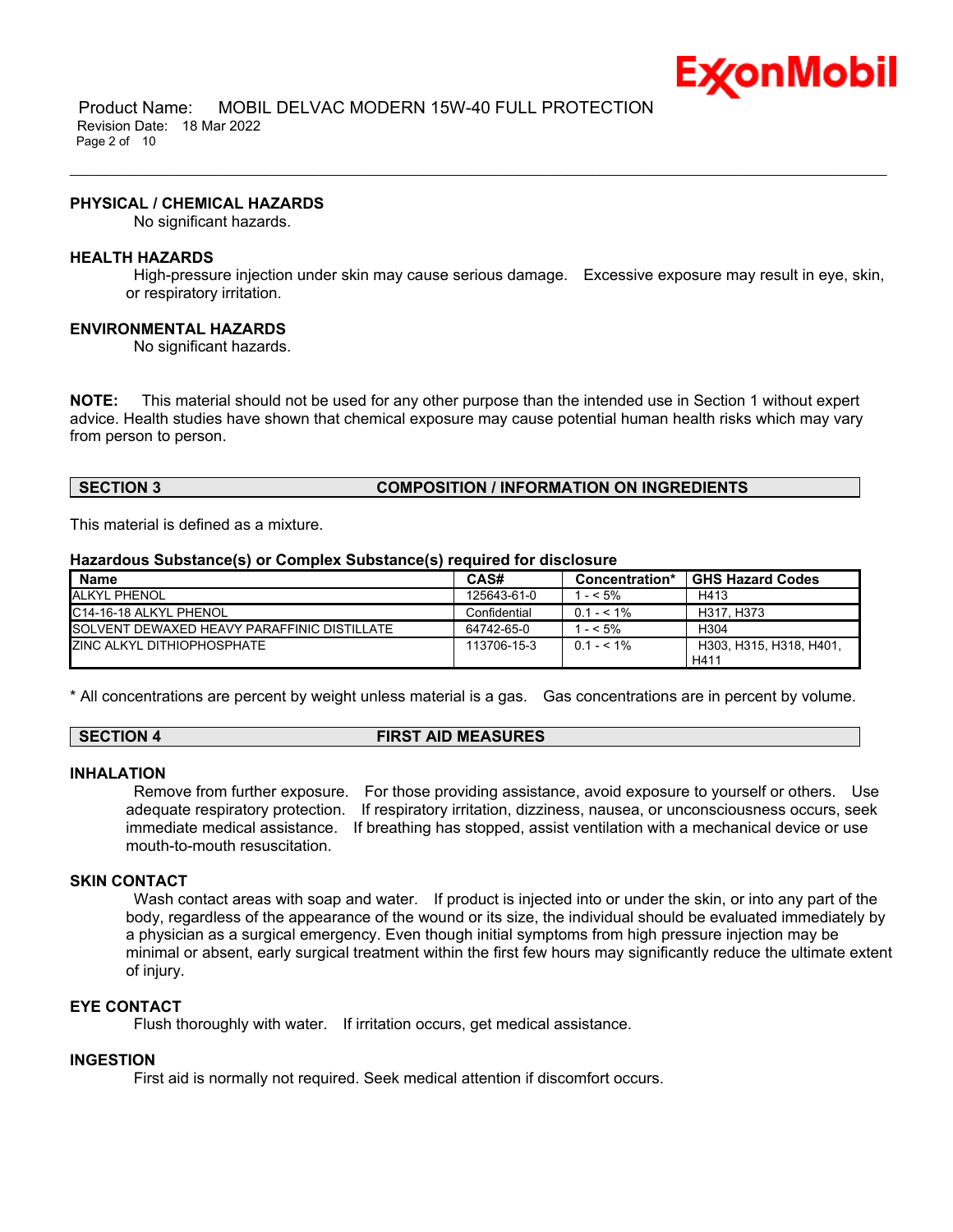### PHYSICAL / CHEMICAL HAZARDS

No significant hazards.

### HEALTH HAZARDS

High-pressure injection under skin may cause serious damage. Excessive exposure may result in eye, skin, or respiratory irritation.

### ENVIRONMENTAL HAZARDS

No significant hazards.

**NOTE:** This material should not be used for any other purpose than the intended use in Section 1 without expert advice. Health studies have shown that chemical exposure may cause potential human health risks which may vary from person to person.

## SECTION 3 COMPOSITION / INFORMATION ON INGREDIENTS

This material is defined as a mixture.

**Hazardous Substance(s) or Complex Substance(s) required for disclosure**

| Name | CAS# | Concentration* | GHS Hazard Codes |
|---|---|---|---|
| ALKYL PHENOL | 125643-61-0 | 1 - < 5% | H413 |
| C14-16-18 ALKYL PHENOL | Confidential | 0.1 - < 1% | H317, H373 |
| SOLVENT DEWAXED HEAVY PARAFFINIC DISTILLATE | 64742-65-0 | 1 - < 5% | H304 |
| ZINC ALKYL DITHIOPHOSPHATE | 113706-15-3 | 0.1 - < 1% | H303, H315, H318, H401, H411 |

* All concentrations are percent by weight unless material is a gas. Gas concentrations are in percent by volume.

## SECTION 4 FIRST AID MEASURES

### INHALATION

Remove from further exposure. For those providing assistance, avoid exposure to yourself or others. Use adequate respiratory protection. If respiratory irritation, dizziness, nausea, or unconsciousness occurs, seek immediate medical assistance. If breathing has stopped, assist ventilation with a mechanical device or use mouth-to-mouth resuscitation.

### SKIN CONTACT

Wash contact areas with soap and water. If product is injected into or under the skin, or into any part of the body, regardless of the appearance of the wound or its size, the individual should be evaluated immediately by a physician as a surgical emergency. Even though initial symptoms from high pressure injection may be minimal or absent, early surgical treatment within the first few hours may significantly reduce the ultimate extent of injury.

### EYE CONTACT

Flush thoroughly with water. If irritation occurs, get medical assistance.

### INGESTION

First aid is normally not required. Seek medical attention if discomfort occurs.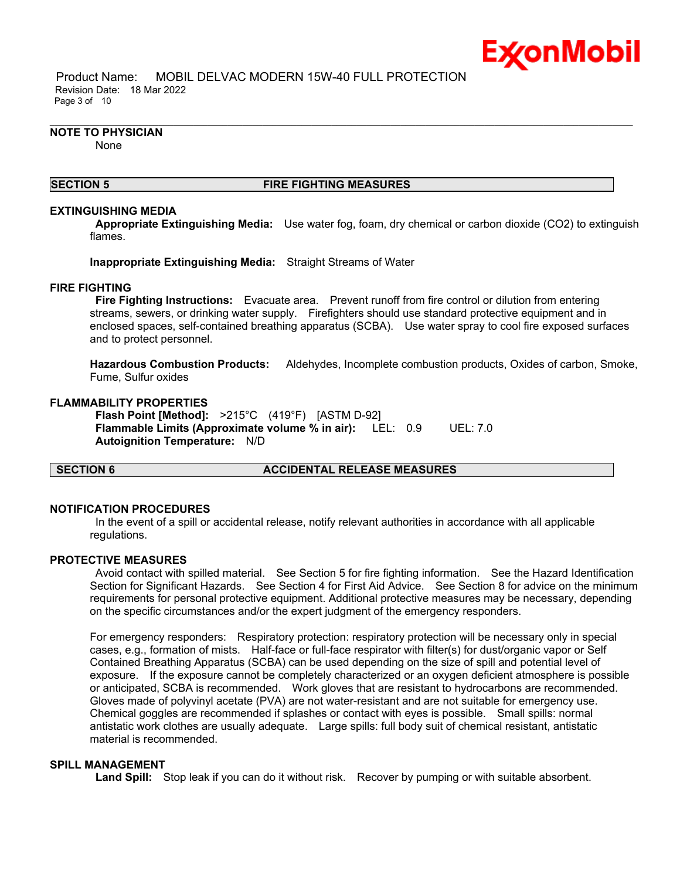## NOTE TO PHYSICIAN

None

## SECTION 5 FIRE FIGHTING MEASURES

### EXTINGUISHING MEDIA

**Appropriate Extinguishing Media:** Use water fog, foam, dry chemical or carbon dioxide ($CO_2$) to extinguish flames.

**Inappropriate Extinguishing Media:** Straight Streams of Water

### FIRE FIGHTING

**Fire Fighting Instructions:** Evacuate area. Prevent runoff from fire control or dilution from entering streams, sewers, or drinking water supply. Firefighters should use standard protective equipment and in enclosed spaces, self-contained breathing apparatus (SCBA). Use water spray to cool fire exposed surfaces and to protect personnel.

**Hazardous Combustion Products:** Aldehydes, Incomplete combustion products, Oxides of carbon, Smoke, Fume, Sulfur oxides

### FLAMMABILITY PROPERTIES

**Flash Point [Method]:** >215°C (419°F) [ASTM D-92]
**Flammable Limits (Approximate volume % in air):** LEL: 0.9 UEL: 7.0
**Autoignition Temperature:** N/D

## SECTION 6 ACCIDENTAL RELEASE MEASURES

### NOTIFICATION PROCEDURES

In the event of a spill or accidental release, notify relevant authorities in accordance with all applicable regulations.

### PROTECTIVE MEASURES

Avoid contact with spilled material. See Section 5 for fire fighting information. See the Hazard Identification Section for Significant Hazards. See Section 4 for First Aid Advice. See Section 8 for advice on the minimum requirements for personal protective equipment. Additional protective measures may be necessary, depending on the specific circumstances and/or the expert judgment of the emergency responders.

For emergency responders: Respiratory protection: respiratory protection will be necessary only in special cases, e.g., formation of mists. Half-face or full-face respirator with filter(s) for dust/organic vapor or Self Contained Breathing Apparatus (SCBA) can be used depending on the size of spill and potential level of exposure. If the exposure cannot be completely characterized or an oxygen deficient atmosphere is possible or anticipated, SCBA is recommended. Work gloves that are resistant to hydrocarbons are recommended. Gloves made of polyvinyl acetate (PVA) are not water-resistant and are not suitable for emergency use. Chemical goggles are recommended if splashes or contact with eyes is possible. Small spills: normal antistatic work clothes are usually adequate. Large spills: full body suit of chemical resistant, antistatic material is recommended.

### SPILL MANAGEMENT

**Land Spill:** Stop leak if you can do it without risk. Recover by pumping or with suitable absorbent.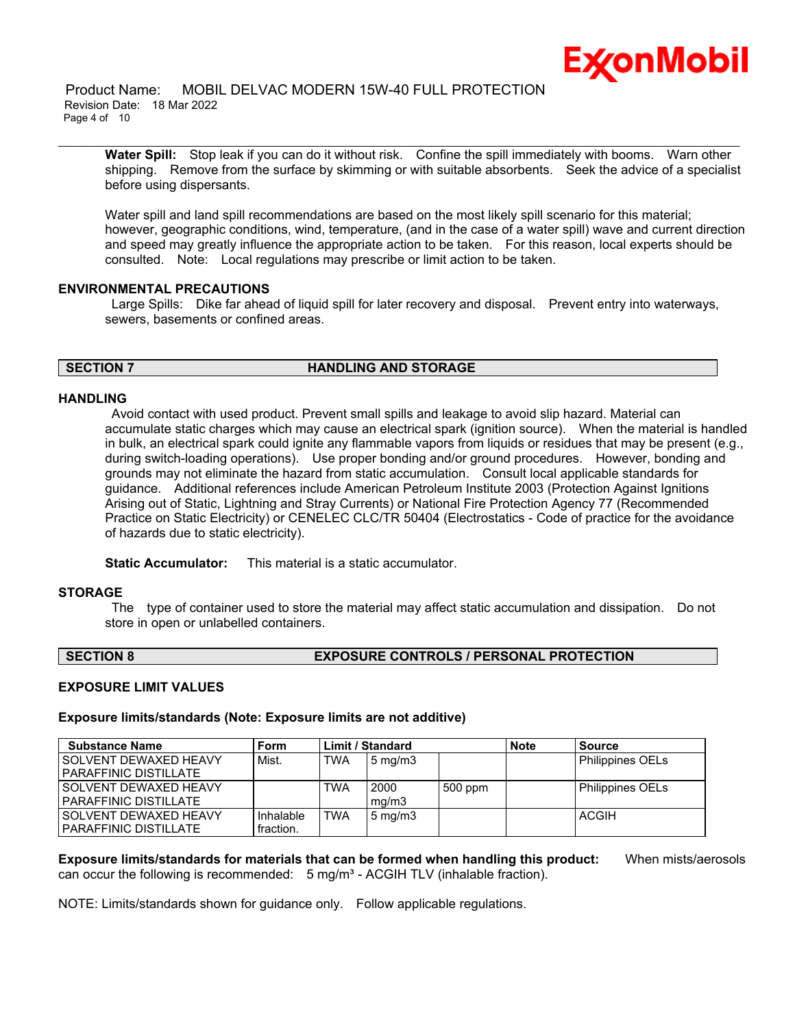**Water Spill:** Stop leak if you can do it without risk. Confine the spill immediately with booms. Warn other shipping. Remove from the surface by skimming or with suitable absorbents. Seek the advice of a specialist before using dispersants.

Water spill and land spill recommendations are based on the most likely spill scenario for this material; however, geographic conditions, wind, temperature, (and in the case of a water spill) wave and current direction and speed may greatly influence the appropriate action to be taken. For this reason, local experts should be consulted. Note: Local regulations may prescribe or limit action to be taken.

### ENVIRONMENTAL PRECAUTIONS

Large Spills: Dike far ahead of liquid spill for later recovery and disposal. Prevent entry into waterways, sewers, basements or confined areas.

## SECTION 7 HANDLING AND STORAGE

### HANDLING

Avoid contact with used product. Prevent small spills and leakage to avoid slip hazard. Material can accumulate static charges which may cause an electrical spark (ignition source). When the material is handled in bulk, an electrical spark could ignite any flammable vapors from liquids or residues that may be present (e.g., during switch-loading operations). Use proper bonding and/or ground procedures. However, bonding and grounds may not eliminate the hazard from static accumulation. Consult local applicable standards for guidance. Additional references include American Petroleum Institute 2003 (Protection Against Ignitions Arising out of Static, Lightning and Stray Currents) or National Fire Protection Agency 77 (Recommended Practice on Static Electricity) or CENELEC CLC/TR 50404 (Electrostatics - Code of practice for the avoidance of hazards due to static electricity).

**Static Accumulator:** This material is a static accumulator.

### STORAGE

The type of container used to store the material may affect static accumulation and dissipation. Do not store in open or unlabelled containers.

## SECTION 8 EXPOSURE CONTROLS / PERSONAL PROTECTION

### EXPOSURE LIMIT VALUES

**Exposure limits/standards (Note: Exposure limits are not additive)**

| Substance Name | Form | Limit / Standard | | | Note | Source |
|---|---|---|---|---|---|---|
| SOLVENT DEWAXED HEAVY PARAFFINIC DISTILLATE | Mist. | TWA | 5 mg/m3 | | | Philippines OELs |
| SOLVENT DEWAXED HEAVY PARAFFINIC DISTILLATE | | TWA | 2000 mg/m3 | 500 ppm | | Philippines OELs |
| SOLVENT DEWAXED HEAVY PARAFFINIC DISTILLATE | Inhalable fraction. | TWA | 5 mg/m3 | | | ACGIH |

**Exposure limits/standards for materials that can be formed when handling this product:** When mists/aerosols can occur the following is recommended: 5 mg/m³ - ACGIH TLV (inhalable fraction).

NOTE: Limits/standards shown for guidance only. Follow applicable regulations.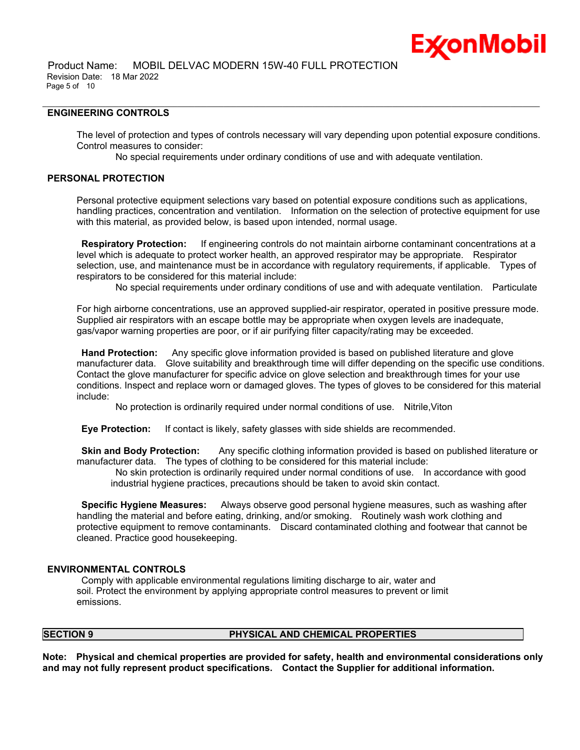### ENGINEERING CONTROLS

The level of protection and types of controls necessary will vary depending upon potential exposure conditions. Control measures to consider:

No special requirements under ordinary conditions of use and with adequate ventilation.

### PERSONAL PROTECTION

Personal protective equipment selections vary based on potential exposure conditions such as applications, handling practices, concentration and ventilation. Information on the selection of protective equipment for use with this material, as provided below, is based upon intended, normal usage.

**Respiratory Protection:** If engineering controls do not maintain airborne contaminant concentrations at a level which is adequate to protect worker health, an approved respirator may be appropriate. Respirator selection, use, and maintenance must be in accordance with regulatory requirements, if applicable. Types of respirators to be considered for this material include:

No special requirements under ordinary conditions of use and with adequate ventilation. Particulate

For high airborne concentrations, use an approved supplied-air respirator, operated in positive pressure mode. Supplied air respirators with an escape bottle may be appropriate when oxygen levels are inadequate, gas/vapor warning properties are poor, or if air purifying filter capacity/rating may be exceeded.

**Hand Protection:** Any specific glove information provided is based on published literature and glove manufacturer data. Glove suitability and breakthrough time will differ depending on the specific use conditions. Contact the glove manufacturer for specific advice on glove selection and breakthrough times for your use conditions. Inspect and replace worn or damaged gloves. The types of gloves to be considered for this material include:

No protection is ordinarily required under normal conditions of use. Nitrile,Viton

**Eye Protection:** If contact is likely, safety glasses with side shields are recommended.

**Skin and Body Protection:** Any specific clothing information provided is based on published literature or manufacturer data. The types of clothing to be considered for this material include:

No skin protection is ordinarily required under normal conditions of use. In accordance with good industrial hygiene practices, precautions should be taken to avoid skin contact.

**Specific Hygiene Measures:** Always observe good personal hygiene measures, such as washing after handling the material and before eating, drinking, and/or smoking. Routinely wash work clothing and protective equipment to remove contaminants. Discard contaminated clothing and footwear that cannot be cleaned. Practice good housekeeping.

### ENVIRONMENTAL CONTROLS

Comply with applicable environmental regulations limiting discharge to air, water and soil. Protect the environment by applying appropriate control measures to prevent or limit emissions.

## SECTION 9 PHYSICAL AND CHEMICAL PROPERTIES

**Note: Physical and chemical properties are provided for safety, health and environmental considerations only and may not fully represent product specifications. Contact the Supplier for additional information.**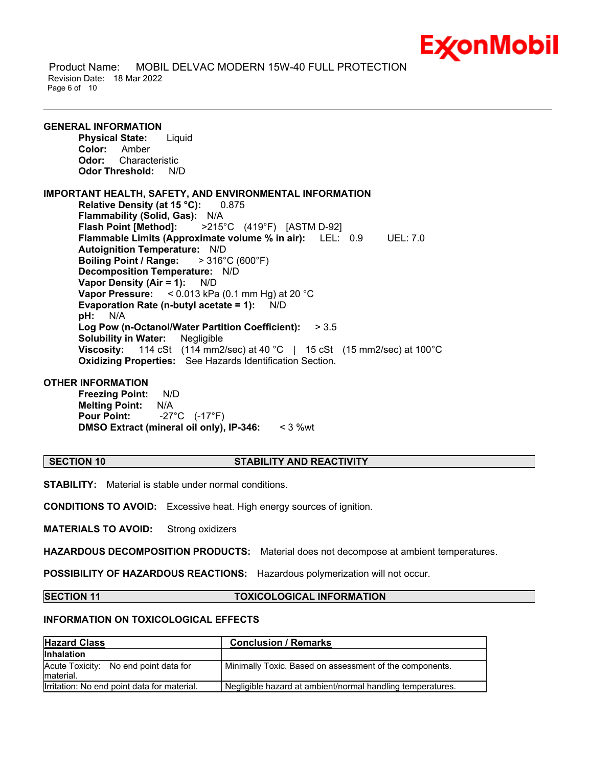### GENERAL INFORMATION

**Physical State:** Liquid
**Color:** Amber
**Odor:** Characteristic
**Odor Threshold:** N/D

### IMPORTANT HEALTH, SAFETY, AND ENVIRONMENTAL INFORMATION

**Relative Density (at 15 °C):** 0.875
**Flammability (Solid, Gas):** N/A
**Flash Point [Method]:** >215°C (419°F) [ASTM D-92]
**Flammable Limits (Approximate volume % in air):** LEL: 0.9 UEL: 7.0
**Autoignition Temperature:** N/D
**Boiling Point / Range:** > 316°C (600°F)
**Decomposition Temperature:** N/D
**Vapor Density (Air = 1):** N/D
**Vapor Pressure:** < 0.013 kPa (0.1 mm Hg) at 20 °C
**Evaporation Rate (n-butyl acetate = 1):** N/D
**pH:** N/A
**Log Pow (n-Octanol/Water Partition Coefficient):** > 3.5
**Solubility in Water:** Negligible
**Viscosity:** 114 cSt (114 mm2/sec) at 40 °C | 15 cSt (15 mm2/sec) at 100°C
**Oxidizing Properties:** See Hazards Identification Section.

### OTHER INFORMATION

**Freezing Point:** N/D
**Melting Point:** N/A
**Pour Point:** -27°C (-17°F)
**DMSO Extract (mineral oil only), IP-346:** < 3 %wt

## SECTION 10 STABILITY AND REACTIVITY

**STABILITY:** Material is stable under normal conditions.

**CONDITIONS TO AVOID:** Excessive heat. High energy sources of ignition.

**MATERIALS TO AVOID:** Strong oxidizers

**HAZARDOUS DECOMPOSITION PRODUCTS:** Material does not decompose at ambient temperatures.

**POSSIBILITY OF HAZARDOUS REACTIONS:** Hazardous polymerization will not occur.

## SECTION 11 TOXICOLOGICAL INFORMATION

### INFORMATION ON TOXICOLOGICAL EFFECTS

| Hazard Class | Conclusion / Remarks |
|---|---|
| **Inhalation** | |
| Acute Toxicity: No end point data for material. | Minimally Toxic. Based on assessment of the components. |
| Irritation: No end point data for material. | Negligible hazard at ambient/normal handling temperatures. |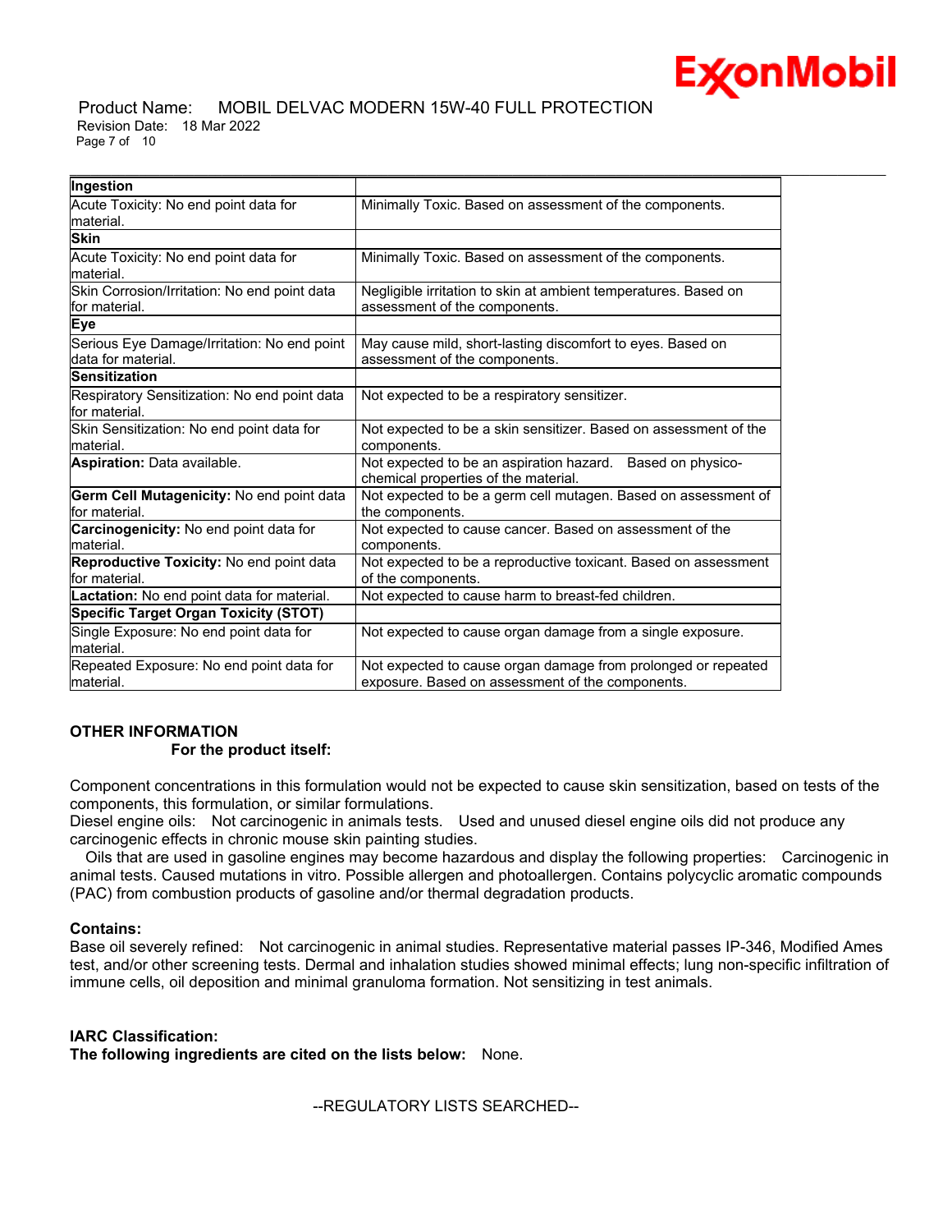| | |
|---|---|
| **Ingestion** | |
| Acute Toxicity: No end point data for material. | Minimally Toxic. Based on assessment of the components. |
| **Skin** | |
| Acute Toxicity: No end point data for material. | Minimally Toxic. Based on assessment of the components. |
| Skin Corrosion/Irritation: No end point data for material. | Negligible irritation to skin at ambient temperatures. Based on assessment of the components. |
| **Eye** | |
| Serious Eye Damage/Irritation: No end point data for material. | May cause mild, short-lasting discomfort to eyes. Based on assessment of the components. |
| **Sensitization** | |
| Respiratory Sensitization: No end point data for material. | Not expected to be a respiratory sensitizer. |
| Skin Sensitization: No end point data for material. | Not expected to be a skin sensitizer. Based on assessment of the components. |
| **Aspiration:** Data available. | Not expected to be an aspiration hazard. Based on physico-chemical properties of the material. |
| **Germ Cell Mutagenicity:** No end point data for material. | Not expected to be a germ cell mutagen. Based on assessment of the components. |
| **Carcinogenicity:** No end point data for material. | Not expected to cause cancer. Based on assessment of the components. |
| **Reproductive Toxicity:** No end point data for material. | Not expected to be a reproductive toxicant. Based on assessment of the components. |
| **Lactation:** No end point data for material. | Not expected to cause harm to breast-fed children. |
| **Specific Target Organ Toxicity (STOT)** | |
| Single Exposure: No end point data for material. | Not expected to cause organ damage from a single exposure. |
| Repeated Exposure: No end point data for material. | Not expected to cause organ damage from prolonged or repeated exposure. Based on assessment of the components. |

**OTHER INFORMATION**

**For the product itself:**

Component concentrations in this formulation would not be expected to cause skin sensitization, based on tests of the components, this formulation, or similar formulations.
Diesel engine oils: Not carcinogenic in animals tests. Used and unused diesel engine oils did not produce any carcinogenic effects in chronic mouse skin painting studies.
Oils that are used in gasoline engines may become hazardous and display the following properties: Carcinogenic in animal tests. Caused mutations in vitro. Possible allergen and photoallergen. Contains polycyclic aromatic compounds (PAC) from combustion products of gasoline and/or thermal degradation products.

**Contains:**
Base oil severely refined: Not carcinogenic in animal studies. Representative material passes IP-346, Modified Ames test, and/or other screening tests. Dermal and inhalation studies showed minimal effects; lung non-specific infiltration of immune cells, oil deposition and minimal granuloma formation. Not sensitizing in test animals.

**IARC Classification:**
**The following ingredients are cited on the lists below:** None.

--REGULATORY LISTS SEARCHED--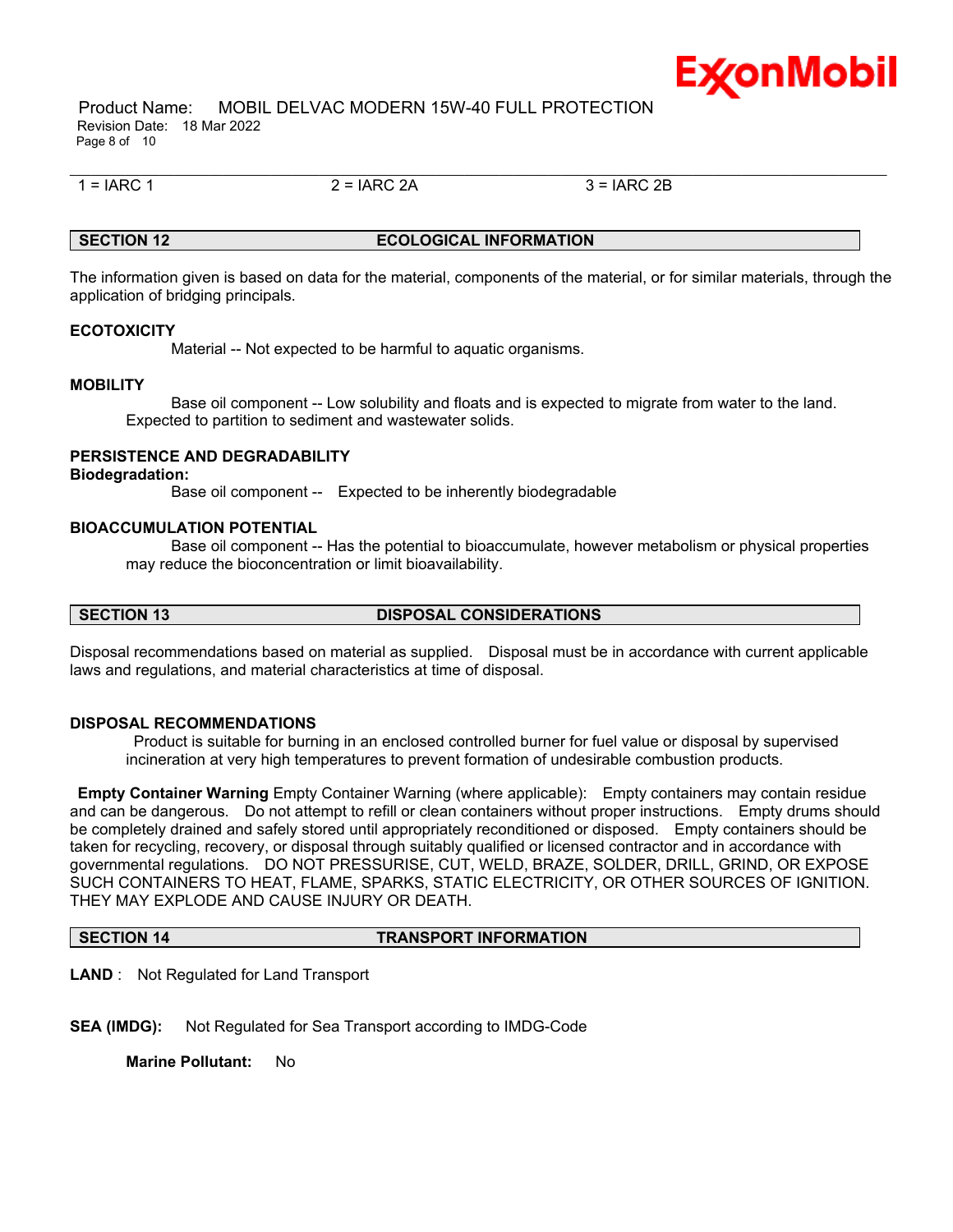| | | |
|---|---|---|
| 1 = IARC 1 | 2 = IARC 2A | 3 = IARC 2B |

## SECTION 12 ECOLOGICAL INFORMATION

The information given is based on data for the material, components of the material, or for similar materials, through the application of bridging principals.

**ECOTOXICITY**

Material -- Not expected to be harmful to aquatic organisms.

**MOBILITY**

Base oil component -- Low solubility and floats and is expected to migrate from water to the land. Expected to partition to sediment and wastewater solids.

**PERSISTENCE AND DEGRADABILITY**

**Biodegradation:**

Base oil component -- Expected to be inherently biodegradable

**BIOACCUMULATION POTENTIAL**

Base oil component -- Has the potential to bioaccumulate, however metabolism or physical properties may reduce the bioconcentration or limit bioavailability.

## SECTION 13 DISPOSAL CONSIDERATIONS

Disposal recommendations based on material as supplied. Disposal must be in accordance with current applicable laws and regulations, and material characteristics at time of disposal.

**DISPOSAL RECOMMENDATIONS**

Product is suitable for burning in an enclosed controlled burner for fuel value or disposal by supervised incineration at very high temperatures to prevent formation of undesirable combustion products.

**Empty Container Warning** Empty Container Warning (where applicable): Empty containers may contain residue and can be dangerous. Do not attempt to refill or clean containers without proper instructions. Empty drums should be completely drained and safely stored until appropriately reconditioned or disposed. Empty containers should be taken for recycling, recovery, or disposal through suitably qualified or licensed contractor and in accordance with governmental regulations. DO NOT PRESSURISE, CUT, WELD, BRAZE, SOLDER, DRILL, GRIND, OR EXPOSE SUCH CONTAINERS TO HEAT, FLAME, SPARKS, STATIC ELECTRICITY, OR OTHER SOURCES OF IGNITION. THEY MAY EXPLODE AND CAUSE INJURY OR DEATH.

## SECTION 14 TRANSPORT INFORMATION

**LAND** : Not Regulated for Land Transport

**SEA (IMDG):** Not Regulated for Sea Transport according to IMDG-Code

**Marine Pollutant:** No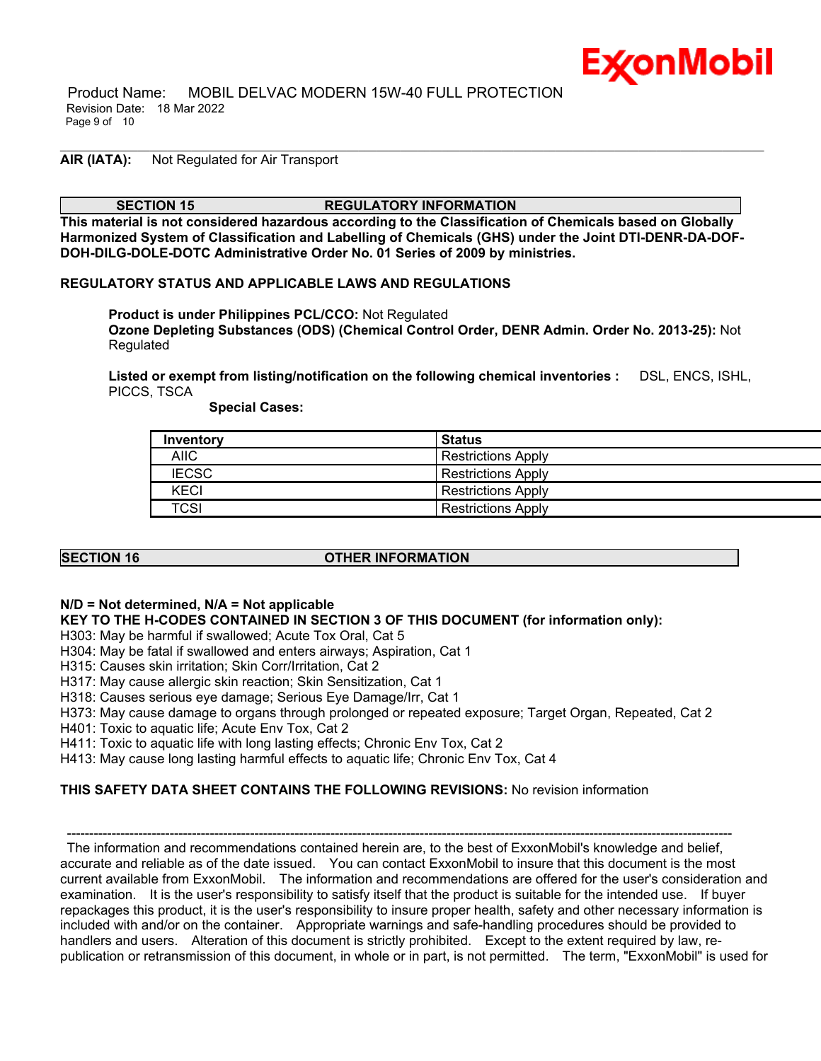**AIR (IATA):** Not Regulated for Air Transport

## SECTION 15 REGULATORY INFORMATION

**This material is not considered hazardous according to the Classification of Chemicals based on Globally Harmonized System of Classification and Labelling of Chemicals (GHS) under the Joint DTI-DENR-DA-DOF-DOH-DILG-DOLE-DOTC Administrative Order No. 01 Series of 2009 by ministries.**

**REGULATORY STATUS AND APPLICABLE LAWS AND REGULATIONS**

**Product is under Philippines PCL/CCO:** Not Regulated
**Ozone Depleting Substances (ODS) (Chemical Control Order, DENR Admin. Order No. 2013-25):** Not Regulated

**Listed or exempt from listing/notification on the following chemical inventories :** DSL, ENCS, ISHL, PICCS, TSCA

**Special Cases:**

| Inventory | Status |
|---|---|
| AIIC | Restrictions Apply |
| IECSC | Restrictions Apply |
| KECI | Restrictions Apply |
| TCSI | Restrictions Apply |

## SECTION 16 OTHER INFORMATION

**N/D = Not determined, N/A = Not applicable**

**KEY TO THE H-CODES CONTAINED IN SECTION 3 OF THIS DOCUMENT (for information only):**

H303: May be harmful if swallowed; Acute Tox Oral, Cat 5
H304: May be fatal if swallowed and enters airways; Aspiration, Cat 1
H315: Causes skin irritation; Skin Corr/Irritation, Cat 2
H317: May cause allergic skin reaction; Skin Sensitization, Cat 1
H318: Causes serious eye damage; Serious Eye Damage/Irr, Cat 1
H373: May cause damage to organs through prolonged or repeated exposure; Target Organ, Repeated, Cat 2
H401: Toxic to aquatic life; Acute Env Tox, Cat 2
H411: Toxic to aquatic life with long lasting effects; Chronic Env Tox, Cat 2
H413: May cause long lasting harmful effects to aquatic life; Chronic Env Tox, Cat 4

**THIS SAFETY DATA SHEET CONTAINS THE FOLLOWING REVISIONS:** No revision information

---

The information and recommendations contained herein are, to the best of ExxonMobil's knowledge and belief, accurate and reliable as of the date issued. You can contact ExxonMobil to insure that this document is the most current available from ExxonMobil. The information and recommendations are offered for the user's consideration and examination. It is the user's responsibility to satisfy itself that the product is suitable for the intended use. If buyer repackages this product, it is the user's responsibility to insure proper health, safety and other necessary information is included with and/or on the container. Appropriate warnings and safe-handling procedures should be provided to handlers and users. Alteration of this document is strictly prohibited. Except to the extent required by law, re-publication or retransmission of this document, in whole or in part, is not permitted. The term, "ExxonMobil" is used for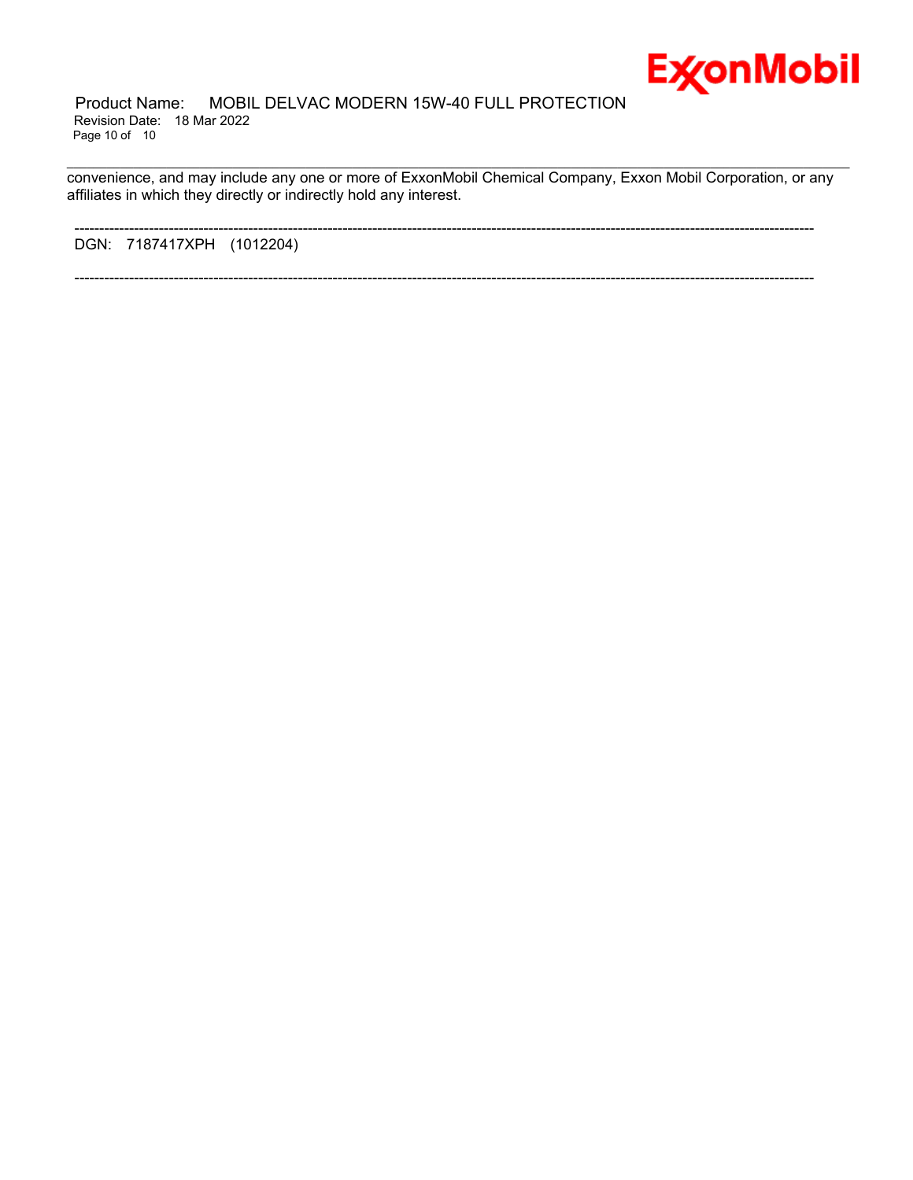convenience, and may include any one or more of ExxonMobil Chemical Company, Exxon Mobil Corporation, or any affiliates in which they directly or indirectly hold any interest.

---

DGN: 7187417XPH (1012204)

---